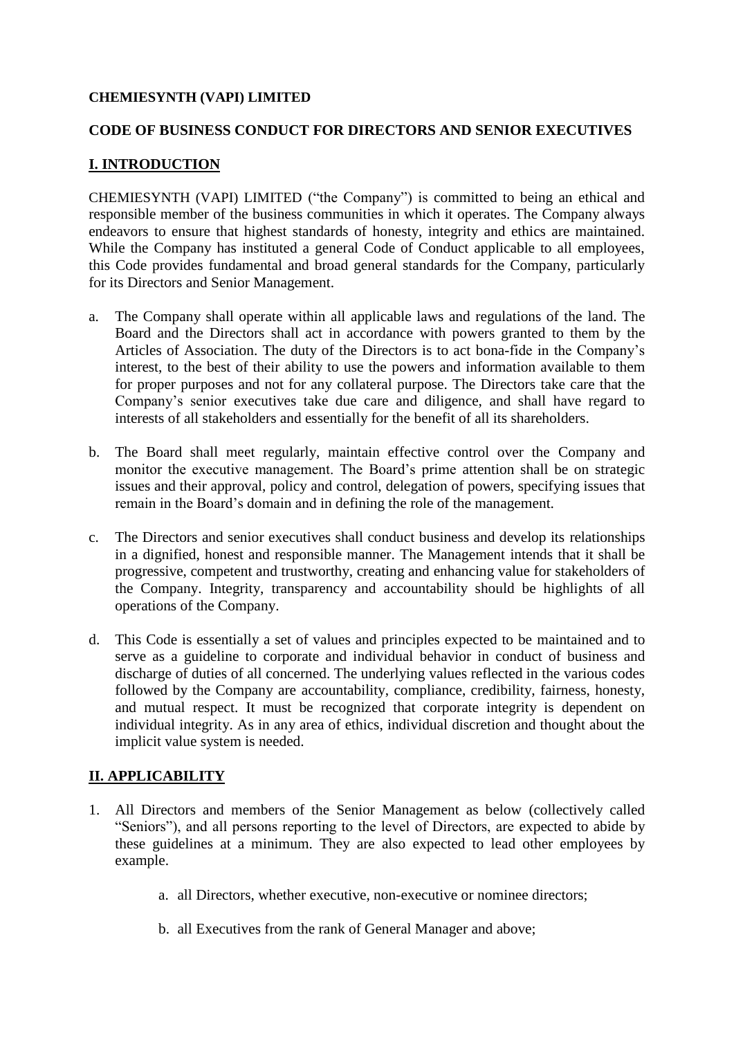**CHEMIESYNTH (VAPI) LIMITED**

**CODE OF BUSINESS CONDUCT FOR DIRECTORS AND SENIOR EXECUTIVES**

## I. INTRODUCTION

CHEMIESYNTH (VAPI) LIMITED ("the Company") is committed to being an ethical and responsible member of the business communities in which it operates. The Company always endeavors to ensure that highest standards of honesty, integrity and ethics are maintained. While the Company has instituted a general Code of Conduct applicable to all employees, this Code provides fundamental and broad general standards for the Company, particularly for its Directors and Senior Management.

a. The Company shall operate within all applicable laws and regulations of the land. The Board and the Directors shall act in accordance with powers granted to them by the Articles of Association. The duty of the Directors is to act bona-fide in the Company's interest, to the best of their ability to use the powers and information available to them for proper purposes and not for any collateral purpose. The Directors take care that the Company's senior executives take due care and diligence, and shall have regard to interests of all stakeholders and essentially for the benefit of all its shareholders.

b. The Board shall meet regularly, maintain effective control over the Company and monitor the executive management. The Board's prime attention shall be on strategic issues and their approval, policy and control, delegation of powers, specifying issues that remain in the Board's domain and in defining the role of the management.

c. The Directors and senior executives shall conduct business and develop its relationships in a dignified, honest and responsible manner. The Management intends that it shall be progressive, competent and trustworthy, creating and enhancing value for stakeholders of the Company. Integrity, transparency and accountability should be highlights of all operations of the Company.

d. This Code is essentially a set of values and principles expected to be maintained and to serve as a guideline to corporate and individual behavior in conduct of business and discharge of duties of all concerned. The underlying values reflected in the various codes followed by the Company are accountability, compliance, credibility, fairness, honesty, and mutual respect. It must be recognized that corporate integrity is dependent on individual integrity. As in any area of ethics, individual discretion and thought about the implicit value system is needed.

## II. APPLICABILITY

1. All Directors and members of the Senior Management as below (collectively called "Seniors"), and all persons reporting to the level of Directors, are expected to abide by these guidelines at a minimum. They are also expected to lead other employees by example.

    a. all Directors, whether executive, non-executive or nominee directors;

    b. all Executives from the rank of General Manager and above;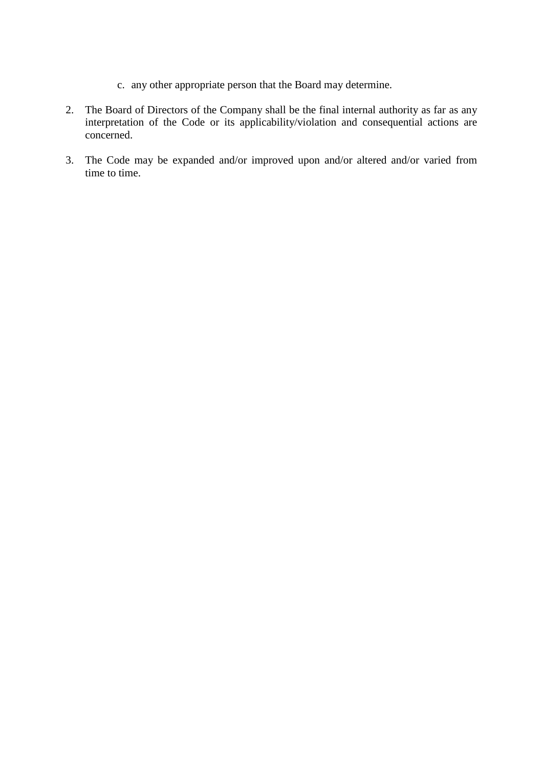c. any other appropriate person that the Board may determine.

2. The Board of Directors of the Company shall be the final internal authority as far as any interpretation of the Code or its applicability/violation and consequential actions are concerned.

3. The Code may be expanded and/or improved upon and/or altered and/or varied from time to time.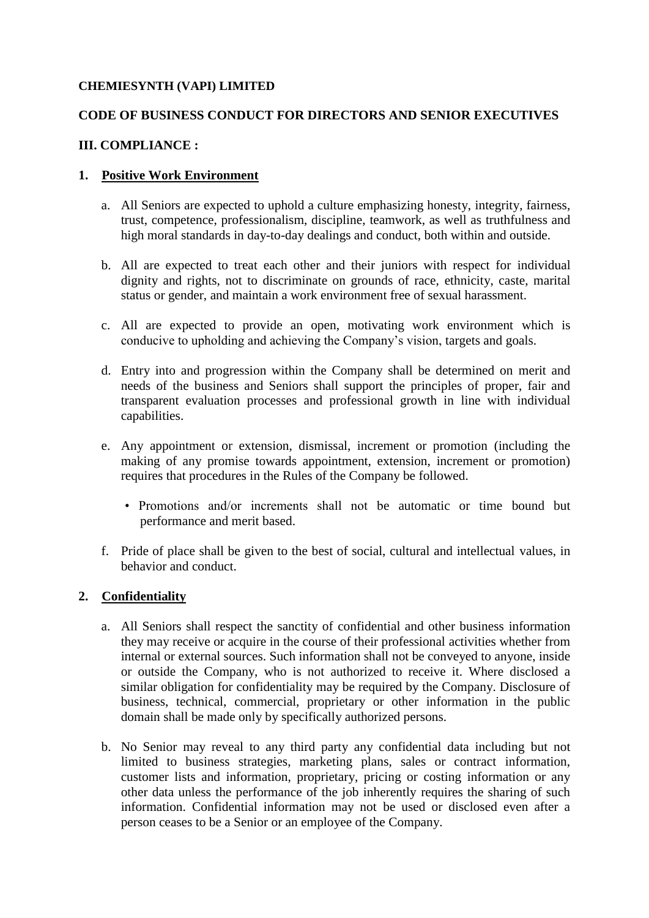**CHEMIESYNTH (VAPI) LIMITED**

**CODE OF BUSINESS CONDUCT FOR DIRECTORS AND SENIOR EXECUTIVES**

**III. COMPLIANCE :**

**1. Positive Work Environment**

a. All Seniors are expected to uphold a culture emphasizing honesty, integrity, fairness, trust, competence, professionalism, discipline, teamwork, as well as truthfulness and high moral standards in day-to-day dealings and conduct, both within and outside.

b. All are expected to treat each other and their juniors with respect for individual dignity and rights, not to discriminate on grounds of race, ethnicity, caste, marital status or gender, and maintain a work environment free of sexual harassment.

c. All are expected to provide an open, motivating work environment which is conducive to upholding and achieving the Company's vision, targets and goals.

d. Entry into and progression within the Company shall be determined on merit and needs of the business and Seniors shall support the principles of proper, fair and transparent evaluation processes and professional growth in line with individual capabilities.

e. Any appointment or extension, dismissal, increment or promotion (including the making of any promise towards appointment, extension, increment or promotion) requires that procedures in the Rules of the Company be followed.

   - Promotions and/or increments shall not be automatic or time bound but performance and merit based.

f. Pride of place shall be given to the best of social, cultural and intellectual values, in behavior and conduct.

**2. Confidentiality**

a. All Seniors shall respect the sanctity of confidential and other business information they may receive or acquire in the course of their professional activities whether from internal or external sources. Such information shall not be conveyed to anyone, inside or outside the Company, who is not authorized to receive it. Where disclosed a similar obligation for confidentiality may be required by the Company. Disclosure of business, technical, commercial, proprietary or other information in the public domain shall be made only by specifically authorized persons.

b. No Senior may reveal to any third party any confidential data including but not limited to business strategies, marketing plans, sales or contract information, customer lists and information, proprietary, pricing or costing information or any other data unless the performance of the job inherently requires the sharing of such information. Confidential information may not be used or disclosed even after a person ceases to be a Senior or an employee of the Company.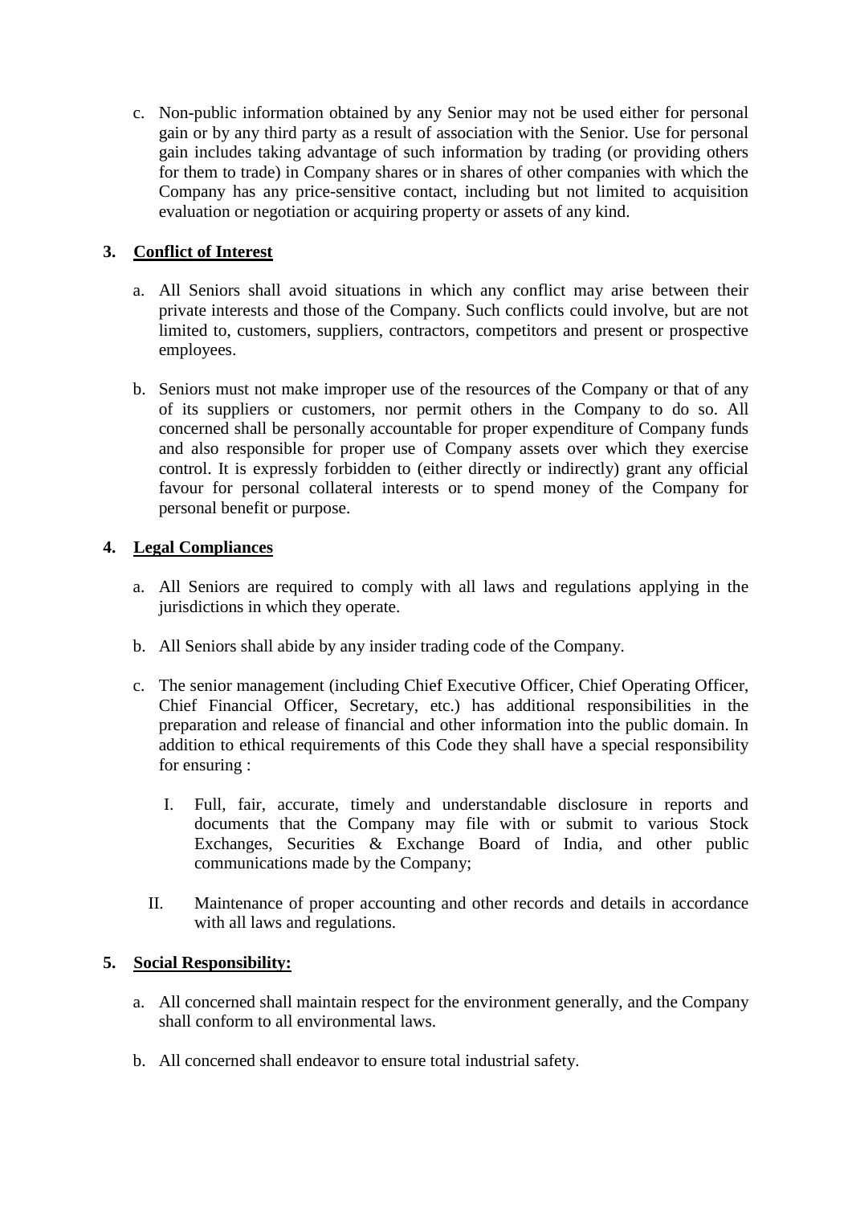c. Non-public information obtained by any Senior may not be used either for personal gain or by any third party as a result of association with the Senior. Use for personal gain includes taking advantage of such information by trading (or providing others for them to trade) in Company shares or in shares of other companies with which the Company has any price-sensitive contact, including but not limited to acquisition evaluation or negotiation or acquiring property or assets of any kind.

## 3. Conflict of Interest

a. All Seniors shall avoid situations in which any conflict may arise between their private interests and those of the Company. Such conflicts could involve, but are not limited to, customers, suppliers, contractors, competitors and present or prospective employees.

b. Seniors must not make improper use of the resources of the Company or that of any of its suppliers or customers, nor permit others in the Company to do so. All concerned shall be personally accountable for proper expenditure of Company funds and also responsible for proper use of Company assets over which they exercise control. It is expressly forbidden to (either directly or indirectly) grant any official favour for personal collateral interests or to spend money of the Company for personal benefit or purpose.

## 4. Legal Compliances

a. All Seniors are required to comply with all laws and regulations applying in the jurisdictions in which they operate.

b. All Seniors shall abide by any insider trading code of the Company.

c. The senior management (including Chief Executive Officer, Chief Operating Officer, Chief Financial Officer, Secretary, etc.) has additional responsibilities in the preparation and release of financial and other information into the public domain. In addition to ethical requirements of this Code they shall have a special responsibility for ensuring :

   I. Full, fair, accurate, timely and understandable disclosure in reports and documents that the Company may file with or submit to various Stock Exchanges, Securities & Exchange Board of India, and other public communications made by the Company;

   II. Maintenance of proper accounting and other records and details in accordance with all laws and regulations.

## 5. Social Responsibility:

a. All concerned shall maintain respect for the environment generally, and the Company shall conform to all environmental laws.

b. All concerned shall endeavor to ensure total industrial safety.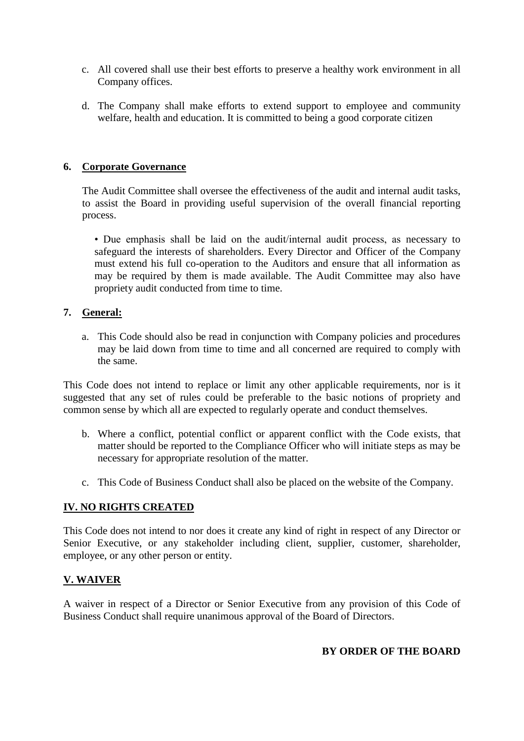c. All covered shall use their best efforts to preserve a healthy work environment in all Company offices.

d. The Company shall make efforts to extend support to employee and community welfare, health and education. It is committed to being a good corporate citizen

### 6. Corporate Governance

The Audit Committee shall oversee the effectiveness of the audit and internal audit tasks, to assist the Board in providing useful supervision of the overall financial reporting process.

- Due emphasis shall be laid on the audit/internal audit process, as necessary to safeguard the interests of shareholders. Every Director and Officer of the Company must extend his full co-operation to the Auditors and ensure that all information as may be required by them is made available. The Audit Committee may also have propriety audit conducted from time to time.

### 7. General:

a. This Code should also be read in conjunction with Company policies and procedures may be laid down from time to time and all concerned are required to comply with the same.

This Code does not intend to replace or limit any other applicable requirements, nor is it suggested that any set of rules could be preferable to the basic notions of propriety and common sense by which all are expected to regularly operate and conduct themselves.

b. Where a conflict, potential conflict or apparent conflict with the Code exists, that matter should be reported to the Compliance Officer who will initiate steps as may be necessary for appropriate resolution of the matter.

c. This Code of Business Conduct shall also be placed on the website of the Company.

## IV. NO RIGHTS CREATED

This Code does not intend to nor does it create any kind of right in respect of any Director or Senior Executive, or any stakeholder including client, supplier, customer, shareholder, employee, or any other person or entity.

## V. WAIVER

A waiver in respect of a Director or Senior Executive from any provision of this Code of Business Conduct shall require unanimous approval of the Board of Directors.

**BY ORDER OF THE BOARD**